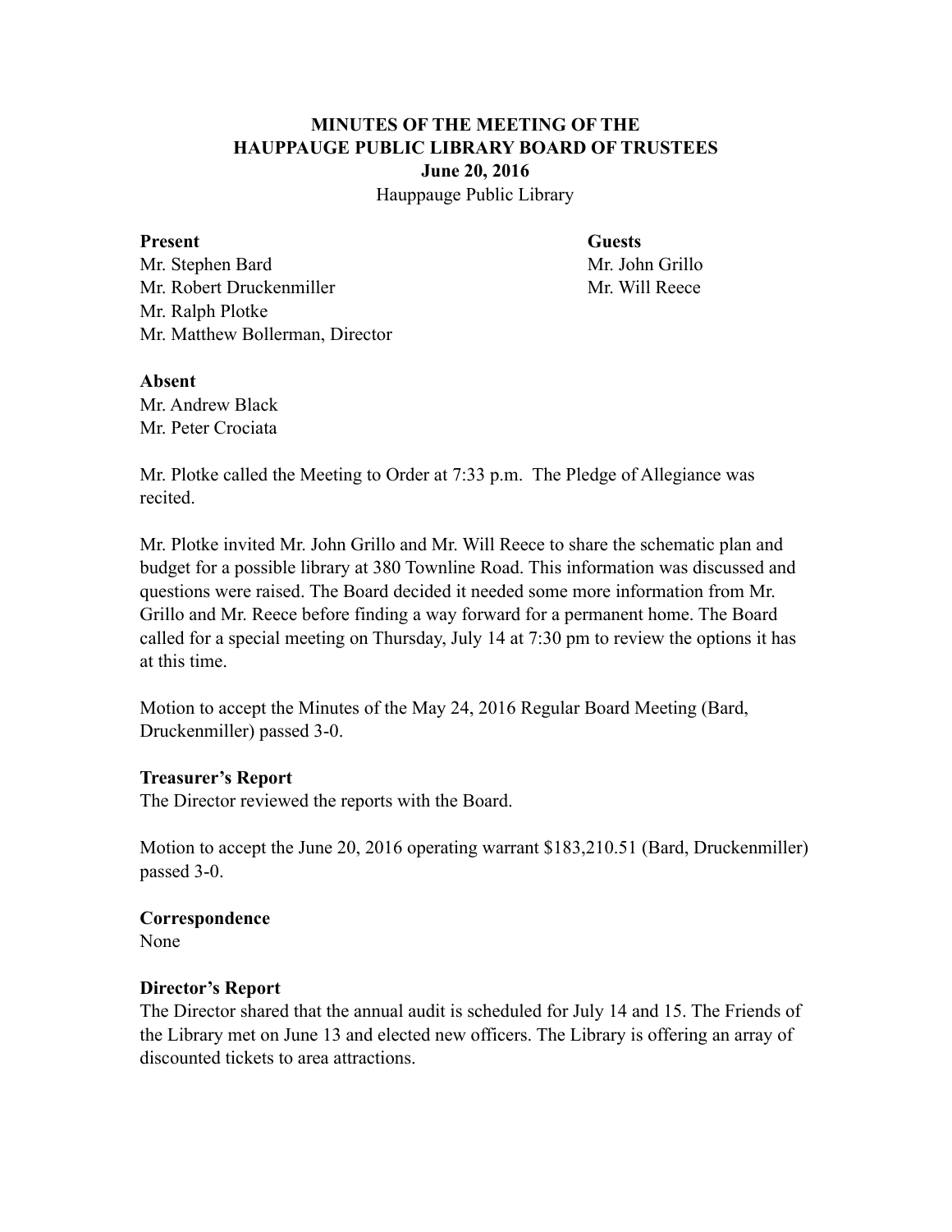# MINUTES OF THE MEETING OF THE HAUPPAUGE PUBLIC LIBRARY BOARD OF TRUSTEES

**June 20, 2016**

Hauppauge Public Library

| **Present** | **Guests** |
| --- | --- |
| Mr. Stephen Bard | Mr. John Grillo |
| Mr. Robert Druckenmiller | Mr. Will Reece |
| Mr. Ralph Plotke | |
| Mr. Matthew Bollerman, Director | |

**Absent**

Mr. Andrew Black
Mr. Peter Crociata

Mr. Plotke called the Meeting to Order at 7:33 p.m. The Pledge of Allegiance was recited.

Mr. Plotke invited Mr. John Grillo and Mr. Will Reece to share the schematic plan and budget for a possible library at 380 Townline Road. This information was discussed and questions were raised. The Board decided it needed some more information from Mr. Grillo and Mr. Reece before finding a way forward for a permanent home. The Board called for a special meeting on Thursday, July 14 at 7:30 pm to review the options it has at this time.

Motion to accept the Minutes of the May 24, 2016 Regular Board Meeting (Bard, Druckenmiller) passed 3-0.

**Treasurer's Report**

The Director reviewed the reports with the Board.

Motion to accept the June 20, 2016 operating warrant $183,210.51 (Bard, Druckenmiller) passed 3-0.

**Correspondence**

None

**Director's Report**

The Director shared that the annual audit is scheduled for July 14 and 15. The Friends of the Library met on June 13 and elected new officers. The Library is offering an array of discounted tickets to area attractions.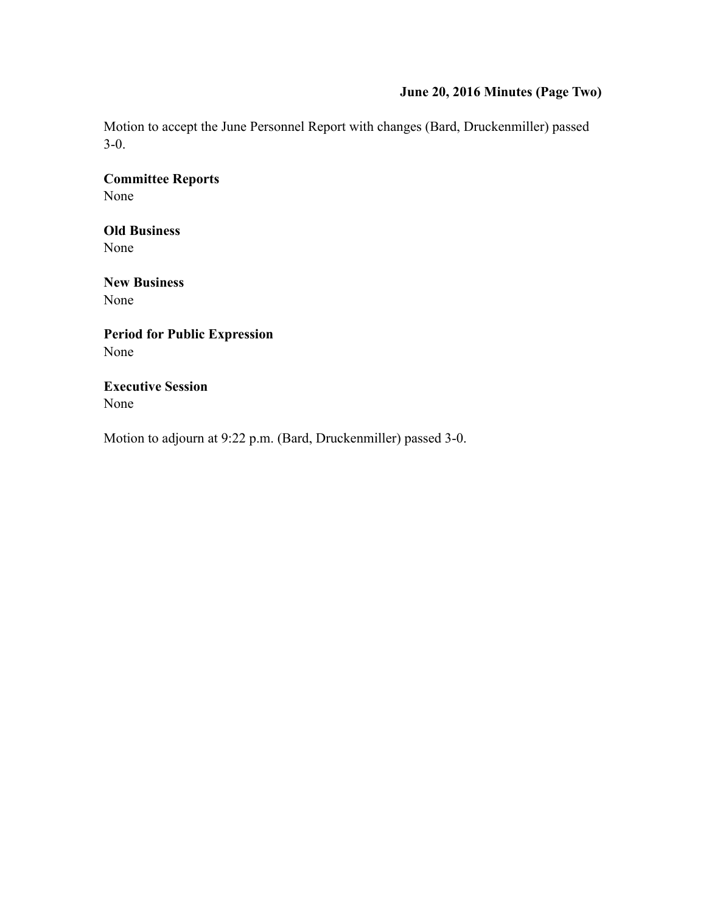Motion to accept the June Personnel Report with changes (Bard, Druckenmiller) passed 3-0.

**Committee Reports**
None

**Old Business**
None

**New Business**
None

**Period for Public Expression**
None

**Executive Session**
None

Motion to adjourn at 9:22 p.m. (Bard, Druckenmiller) passed 3-0.